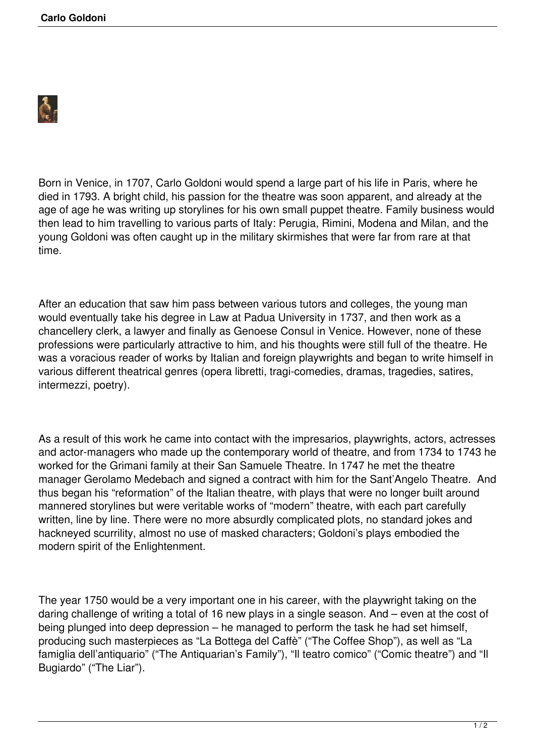# Carlo Goldoni

Born in Venice, in 1707, Carlo Goldoni would spend a large part of his life in Paris, where he died in 1793. A bright child, his passion for the theatre was soon apparent, and already at the age of age he was writing up storylines for his own small puppet theatre. Family business would then lead to him travelling to various parts of Italy: Perugia, Rimini, Modena and Milan, and the young Goldoni was often caught up in the military skirmishes that were far from rare at that time.

After an education that saw him pass between various tutors and colleges, the young man would eventually take his degree in Law at Padua University in 1737, and then work as a chancellery clerk, a lawyer and finally as Genoese Consul in Venice. However, none of these professions were particularly attractive to him, and his thoughts were still full of the theatre. He was a voracious reader of works by Italian and foreign playwrights and began to write himself in various different theatrical genres (opera libretti, tragi-comedies, dramas, tragedies, satires, intermezzi, poetry).

As a result of this work he came into contact with the impresarios, playwrights, actors, actresses and actor-managers who made up the contemporary world of theatre, and from 1734 to 1743 he worked for the Grimani family at their San Samuele Theatre. In 1747 he met the theatre manager Gerolamo Medebach and signed a contract with him for the Sant'Angelo Theatre. And thus began his "reformation" of the Italian theatre, with plays that were no longer built around mannered storylines but were veritable works of "modern" theatre, with each part carefully written, line by line. There were no more absurdly complicated plots, no standard jokes and hackneyed scurrility, almost no use of masked characters; Goldoni's plays embodied the modern spirit of the Enlightenment.

The year 1750 would be a very important one in his career, with the playwright taking on the daring challenge of writing a total of 16 new plays in a single season. And – even at the cost of being plunged into deep depression – he managed to perform the task he had set himself, producing such masterpieces as "La Bottega del Caffè" ("The Coffee Shop"), as well as "La famiglia dell'antiquario" ("The Antiquarian's Family"), "Il teatro comico" ("Comic theatre") and "Il Bugiardo" ("The Liar").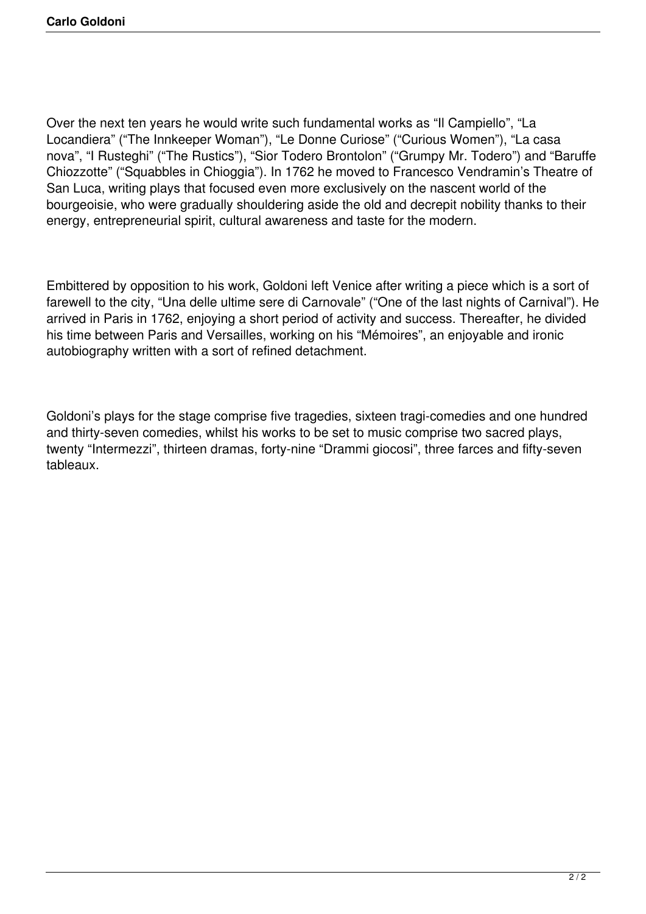Over the next ten years he would write such fundamental works as “Il Campiello”, “La Locandiera” (“The Innkeeper Woman”), “Le Donne Curiose” (“Curious Women”), “La casa nova”, “I Rusteghi” (“The Rustics”), “Sior Todero Brontolon” (“Grumpy Mr. Todero”) and “Baruffe Chiozzotte” (“Squabbles in Chioggia”). In 1762 he moved to Francesco Vendramin’s Theatre of San Luca, writing plays that focused even more exclusively on the nascent world of the bourgeoisie, who were gradually shouldering aside the old and decrepit nobility thanks to their energy, entrepreneurial spirit, cultural awareness and taste for the modern.

Embittered by opposition to his work, Goldoni left Venice after writing a piece which is a sort of farewell to the city, “Una delle ultime sere di Carnovale” (“One of the last nights of Carnival”). He arrived in Paris in 1762, enjoying a short period of activity and success. Thereafter, he divided his time between Paris and Versailles, working on his “Mémoires”, an enjoyable and ironic autobiography written with a sort of refined detachment.

Goldoni’s plays for the stage comprise five tragedies, sixteen tragi-comedies and one hundred and thirty-seven comedies, whilst his works to be set to music comprise two sacred plays, twenty “Intermezzi”, thirteen dramas, forty-nine “Drammi giocosi”, three farces and fifty-seven tableaux.